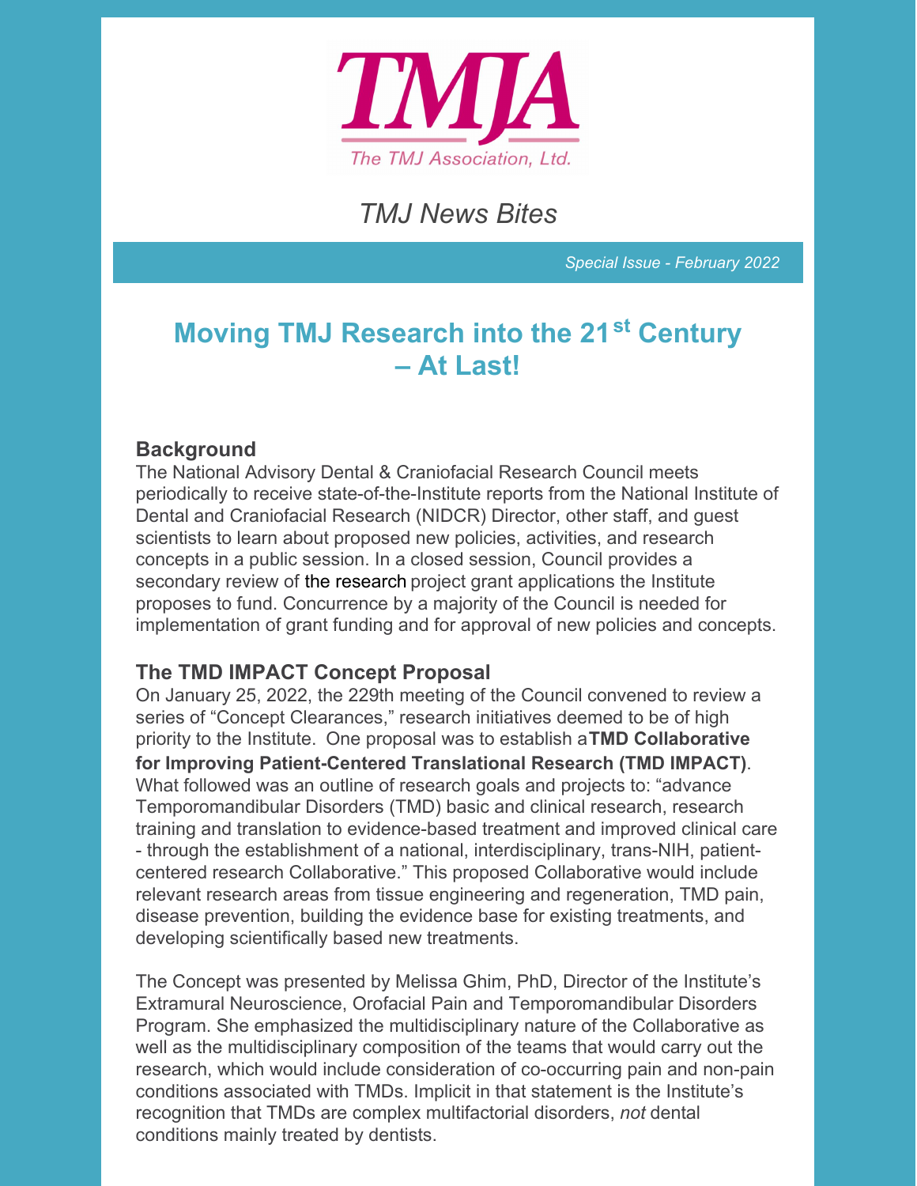TMJA

The TMJ Association, Ltd.

*TMJ News Bites*

*Special Issue - February 2022*

# Moving TMJ Research into the 21st Century – At Last!

### Background

The National Advisory Dental & Craniofacial Research Council meets periodically to receive state-of-the-Institute reports from the National Institute of Dental and Craniofacial Research (NIDCR) Director, other staff, and guest scientists to learn about proposed new policies, activities, and research concepts in a public session. In a closed session, Council provides a secondary review of the research project grant applications the Institute proposes to fund. Concurrence by a majority of the Council is needed for implementation of grant funding and for approval of new policies and concepts.

### The TMD IMPACT Concept Proposal

On January 25, 2022, the 229th meeting of the Council convened to review a series of "Concept Clearances," research initiatives deemed to be of high priority to the Institute. One proposal was to establish a **TMD Collaborative for Improving Patient-Centered Translational Research (TMD IMPACT)**. What followed was an outline of research goals and projects to: "advance Temporomandibular Disorders (TMD) basic and clinical research, research training and translation to evidence-based treatment and improved clinical care - through the establishment of a national, interdisciplinary, trans-NIH, patient-centered research Collaborative." This proposed Collaborative would include relevant research areas from tissue engineering and regeneration, TMD pain, disease prevention, building the evidence base for existing treatments, and developing scientifically based new treatments.

The Concept was presented by Melissa Ghim, PhD, Director of the Institute's Extramural Neuroscience, Orofacial Pain and Temporomandibular Disorders Program. She emphasized the multidisciplinary nature of the Collaborative as well as the multidisciplinary composition of the teams that would carry out the research, which would include consideration of co-occurring pain and non-pain conditions associated with TMDs. Implicit in that statement is the Institute's recognition that TMDs are complex multifactorial disorders, *not* dental conditions mainly treated by dentists.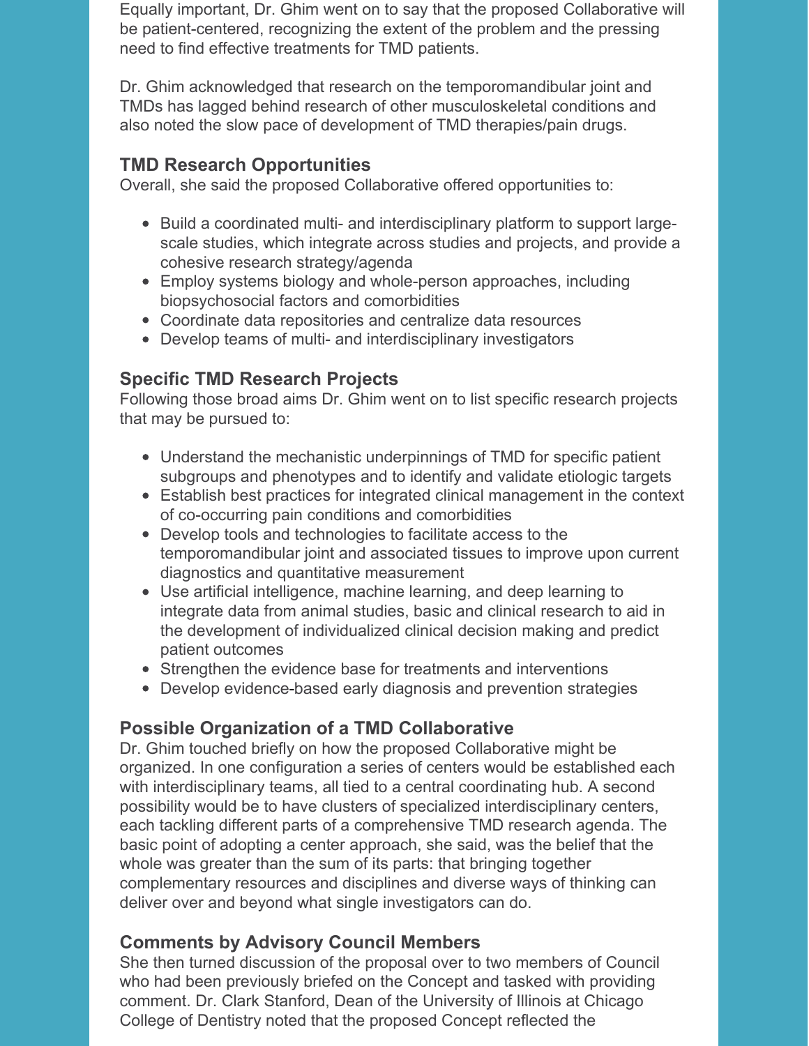Equally important, Dr. Ghim went on to say that the proposed Collaborative will be patient-centered, recognizing the extent of the problem and the pressing need to find effective treatments for TMD patients.

Dr. Ghim acknowledged that research on the temporomandibular joint and TMDs has lagged behind research of other musculoskeletal conditions and also noted the slow pace of development of TMD therapies/pain drugs.

### TMD Research Opportunities

Overall, she said the proposed Collaborative offered opportunities to:

- Build a coordinated multi- and interdisciplinary platform to support large-scale studies, which integrate across studies and projects, and provide a cohesive research strategy/agenda
- Employ systems biology and whole-person approaches, including biopsychosocial factors and comorbidities
- Coordinate data repositories and centralize data resources
- Develop teams of multi- and interdisciplinary investigators

### Specific TMD Research Projects

Following those broad aims Dr. Ghim went on to list specific research projects that may be pursued to:

- Understand the mechanistic underpinnings of TMD for specific patient subgroups and phenotypes and to identify and validate etiologic targets
- Establish best practices for integrated clinical management in the context of co-occurring pain conditions and comorbidities
- Develop tools and technologies to facilitate access to the temporomandibular joint and associated tissues to improve upon current diagnostics and quantitative measurement
- Use artificial intelligence, machine learning, and deep learning to integrate data from animal studies, basic and clinical research to aid in the development of individualized clinical decision making and predict patient outcomes
- Strengthen the evidence base for treatments and interventions
- Develop evidence-based early diagnosis and prevention strategies

### Possible Organization of a TMD Collaborative

Dr. Ghim touched briefly on how the proposed Collaborative might be organized. In one configuration a series of centers would be established each with interdisciplinary teams, all tied to a central coordinating hub. A second possibility would be to have clusters of specialized interdisciplinary centers, each tackling different parts of a comprehensive TMD research agenda. The basic point of adopting a center approach, she said, was the belief that the whole was greater than the sum of its parts: that bringing together complementary resources and disciplines and diverse ways of thinking can deliver over and beyond what single investigators can do.

### Comments by Advisory Council Members

She then turned discussion of the proposal over to two members of Council who had been previously briefed on the Concept and tasked with providing comment. Dr. Clark Stanford, Dean of the University of Illinois at Chicago College of Dentistry noted that the proposed Concept reflected the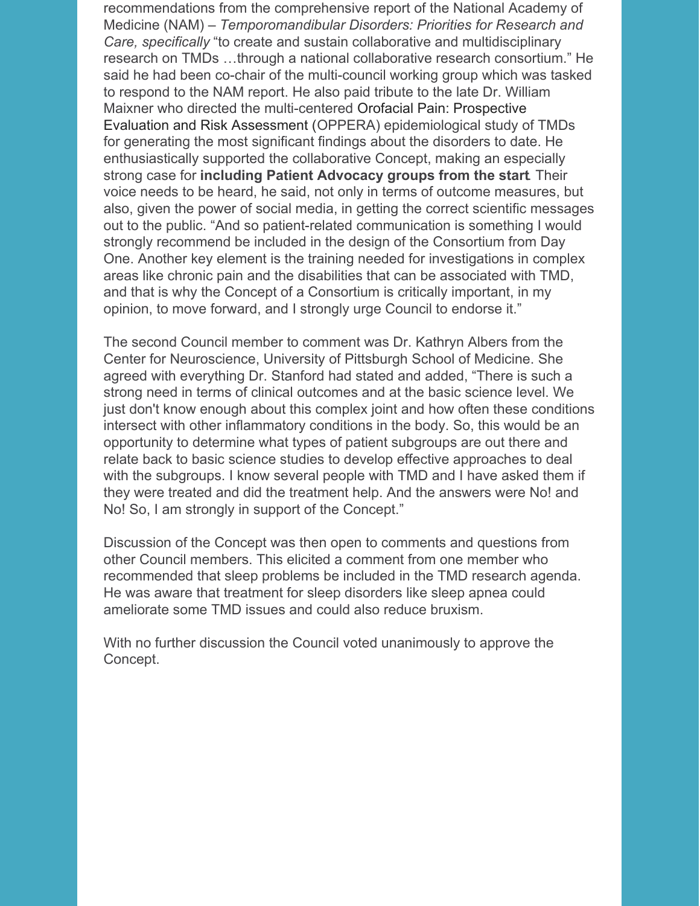recommendations from the comprehensive report of the National Academy of Medicine (NAM) – *Temporomandibular Disorders: Priorities for Research and Care, specifically* "to create and sustain collaborative and multidisciplinary research on TMDs …through a national collaborative research consortium." He said he had been co-chair of the multi-council working group which was tasked to respond to the NAM report. He also paid tribute to the late Dr. William Maixner who directed the multi-centered Orofacial Pain: Prospective Evaluation and Risk Assessment (OPPERA) epidemiological study of TMDs for generating the most significant findings about the disorders to date. He enthusiastically supported the collaborative Concept, making an especially strong case for **including Patient Advocacy groups from the start**. Their voice needs to be heard, he said, not only in terms of outcome measures, but also, given the power of social media, in getting the correct scientific messages out to the public. "And so patient-related communication is something I would strongly recommend be included in the design of the Consortium from Day One. Another key element is the training needed for investigations in complex areas like chronic pain and the disabilities that can be associated with TMD, and that is why the Concept of a Consortium is critically important, in my opinion, to move forward, and I strongly urge Council to endorse it."

The second Council member to comment was Dr. Kathryn Albers from the Center for Neuroscience, University of Pittsburgh School of Medicine. She agreed with everything Dr. Stanford had stated and added, "There is such a strong need in terms of clinical outcomes and at the basic science level. We just don't know enough about this complex joint and how often these conditions intersect with other inflammatory conditions in the body. So, this would be an opportunity to determine what types of patient subgroups are out there and relate back to basic science studies to develop effective approaches to deal with the subgroups. I know several people with TMD and I have asked them if they were treated and did the treatment help. And the answers were No! and No! So, I am strongly in support of the Concept."

Discussion of the Concept was then open to comments and questions from other Council members. This elicited a comment from one member who recommended that sleep problems be included in the TMD research agenda. He was aware that treatment for sleep disorders like sleep apnea could ameliorate some TMD issues and could also reduce bruxism.

With no further discussion the Council voted unanimously to approve the Concept.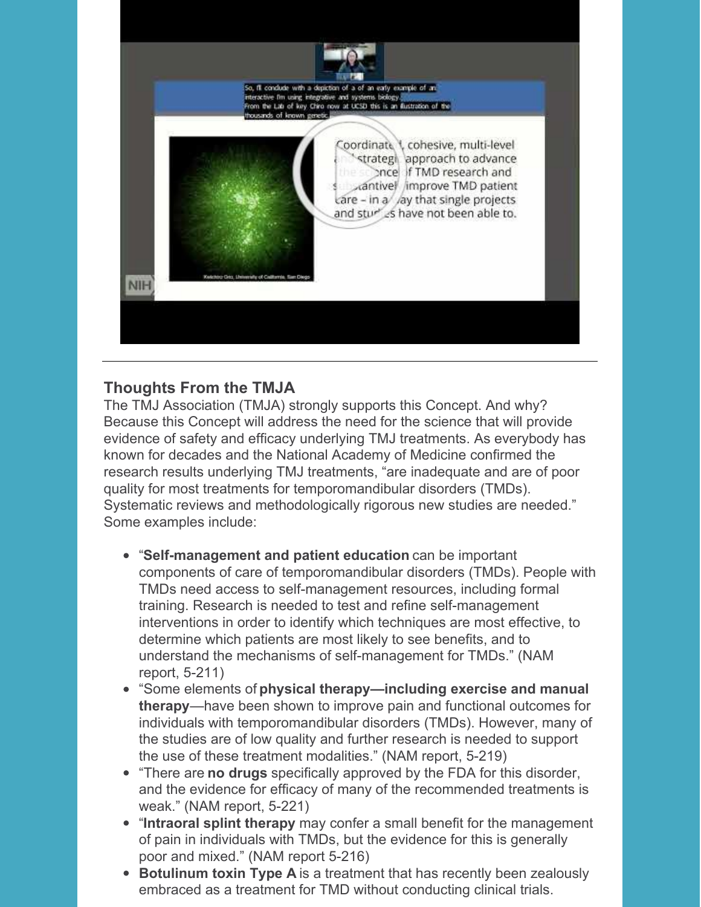## Thoughts From the TMJA

The TMJ Association (TMJA) strongly supports this Concept. And why? Because this Concept will address the need for the science that will provide evidence of safety and efficacy underlying TMJ treatments. As everybody has known for decades and the National Academy of Medicine confirmed the research results underlying TMJ treatments, "are inadequate and are of poor quality for most treatments for temporomandibular disorders (TMDs). Systematic reviews and methodologically rigorous new studies are needed." Some examples include:

- "**Self-management and patient education** can be important components of care of temporomandibular disorders (TMDs). People with TMDs need access to self-management resources, including formal training. Research is needed to test and refine self-management interventions in order to identify which techniques are most effective, to determine which patients are most likely to see benefits, and to understand the mechanisms of self-management for TMDs." (NAM report, 5-211)
- "Some elements of **physical therapy—including exercise and manual therapy**—have been shown to improve pain and functional outcomes for individuals with temporomandibular disorders (TMDs). However, many of the studies are of low quality and further research is needed to support the use of these treatment modalities." (NAM report, 5-219)
- "There are **no drugs** specifically approved by the FDA for this disorder, and the evidence for efficacy of many of the recommended treatments is weak." (NAM report, 5-221)
- "**Intraoral splint therapy** may confer a small benefit for the management of pain in individuals with TMDs, but the evidence for this is generally poor and mixed." (NAM report 5-216)
- **Botulinum toxin Type A** is a treatment that has recently been zealously embraced as a treatment for TMD without conducting clinical trials.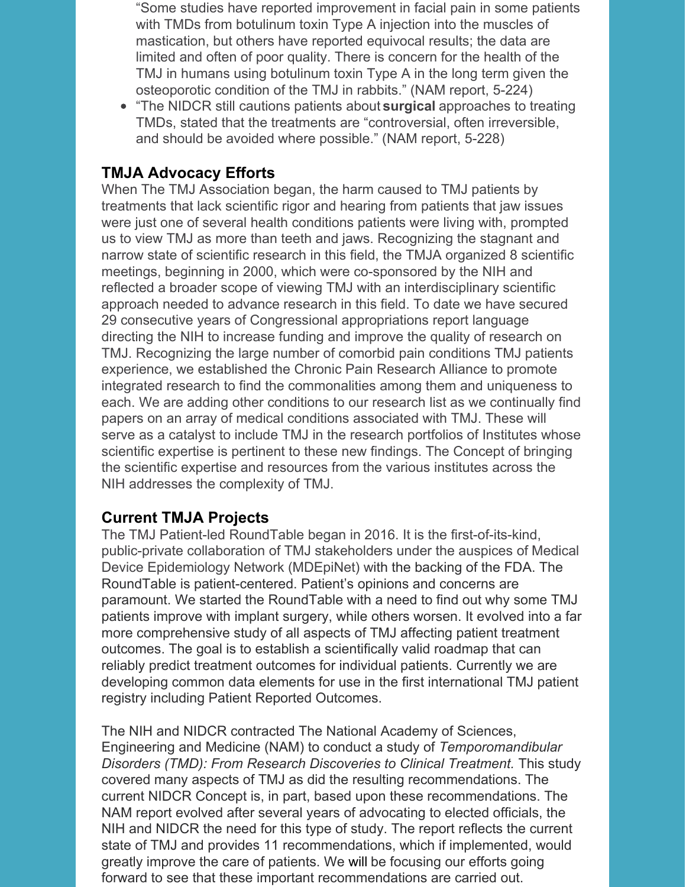"Some studies have reported improvement in facial pain in some patients with TMDs from botulinum toxin Type A injection into the muscles of mastication, but others have reported equivocal results; the data are limited and often of poor quality. There is concern for the health of the TMJ in humans using botulinum toxin Type A in the long term given the osteoporotic condition of the TMJ in rabbits." (NAM report, 5-224)

- "The NIDCR still cautions patients about **surgical** approaches to treating TMDs, stated that the treatments are "controversial, often irreversible, and should be avoided where possible." (NAM report, 5-228)

### TMJA Advocacy Efforts

When The TMJ Association began, the harm caused to TMJ patients by treatments that lack scientific rigor and hearing from patients that jaw issues were just one of several health conditions patients were living with, prompted us to view TMJ as more than teeth and jaws. Recognizing the stagnant and narrow state of scientific research in this field, the TMJA organized 8 scientific meetings, beginning in 2000, which were co-sponsored by the NIH and reflected a broader scope of viewing TMJ with an interdisciplinary scientific approach needed to advance research in this field. To date we have secured 29 consecutive years of Congressional appropriations report language directing the NIH to increase funding and improve the quality of research on TMJ. Recognizing the large number of comorbid pain conditions TMJ patients experience, we established the Chronic Pain Research Alliance to promote integrated research to find the commonalities among them and uniqueness to each. We are adding other conditions to our research list as we continually find papers on an array of medical conditions associated with TMJ. These will serve as a catalyst to include TMJ in the research portfolios of Institutes whose scientific expertise is pertinent to these new findings. The Concept of bringing the scientific expertise and resources from the various institutes across the NIH addresses the complexity of TMJ.

### Current TMJA Projects

The TMJ Patient-led RoundTable began in 2016. It is the first-of-its-kind, public-private collaboration of TMJ stakeholders under the auspices of Medical Device Epidemiology Network (MDEpiNet) with the backing of the FDA. The RoundTable is patient-centered. Patient's opinions and concerns are paramount. We started the RoundTable with a need to find out why some TMJ patients improve with implant surgery, while others worsen. It evolved into a far more comprehensive study of all aspects of TMJ affecting patient treatment outcomes. The goal is to establish a scientifically valid roadmap that can reliably predict treatment outcomes for individual patients. Currently we are developing common data elements for use in the first international TMJ patient registry including Patient Reported Outcomes.

The NIH and NIDCR contracted The National Academy of Sciences, Engineering and Medicine (NAM) to conduct a study of *Temporomandibular Disorders (TMD): From Research Discoveries to Clinical Treatment.* This study covered many aspects of TMJ as did the resulting recommendations. The current NIDCR Concept is, in part, based upon these recommendations. The NAM report evolved after several years of advocating to elected officials, the NIH and NIDCR the need for this type of study. The report reflects the current state of TMJ and provides 11 recommendations, which if implemented, would greatly improve the care of patients. We will be focusing our efforts going forward to see that these important recommendations are carried out.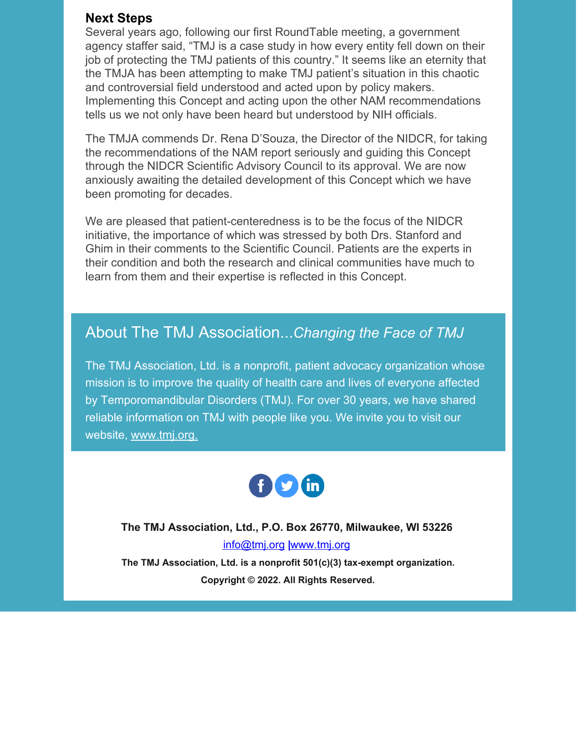### Next Steps

Several years ago, following our first RoundTable meeting, a government agency staffer said, “TMJ is a case study in how every entity fell down on their job of protecting the TMJ patients of this country.” It seems like an eternity that the TMJA has been attempting to make TMJ patient’s situation in this chaotic and controversial field understood and acted upon by policy makers. Implementing this Concept and acting upon the other NAM recommendations tells us we not only have been heard but understood by NIH officials.

The TMJA commends Dr. Rena D’Souza, the Director of the NIDCR, for taking the recommendations of the NAM report seriously and guiding this Concept through the NIDCR Scientific Advisory Council to its approval. We are now anxiously awaiting the detailed development of this Concept which we have been promoting for decades.

We are pleased that patient-centeredness is to be the focus of the NIDCR initiative, the importance of which was stressed by both Drs. Stanford and Ghim in their comments to the Scientific Council. Patients are the experts in their condition and both the research and clinical communities have much to learn from them and their expertise is reflected in this Concept.

## About The TMJ Association...*Changing the Face of TMJ*

The TMJ Association, Ltd. is a nonprofit, patient advocacy organization whose mission is to improve the quality of health care and lives of everyone affected by Temporomandibular Disorders (TMJ). For over 30 years, we have shared reliable information on TMJ with people like you. We invite you to visit our website, www.tmj.org.

**The TMJ Association, Ltd., P.O. Box 26770, Milwaukee, WI 53226**

info@tmj.org | www.tmj.org

**The TMJ Association, Ltd. is a nonprofit 501(c)(3) tax-exempt organization.**

**Copyright © 2022. All Rights Reserved.**